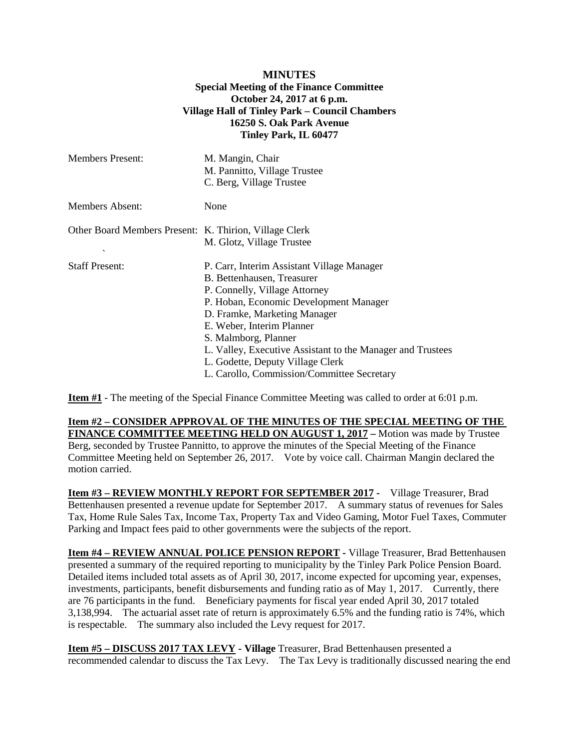**MINUTES**
**Special Meeting of the Finance Committee**
**October 24, 2017 at 6 p.m.**
**Village Hall of Tinley Park – Council Chambers**
**16250 S. Oak Park Avenue**
**Tinley Park, IL 60477**

| | |
|---|---|
| Members Present: | M. Mangin, Chair<br>M. Pannitto, Village Trustee<br>C. Berg, Village Trustee |
| Members Absent: | None |
| Other Board Members Present: | K. Thirion, Village Clerk<br>M. Glotz, Village Trustee |
| Staff Present: | P. Carr, Interim Assistant Village Manager<br>B. Bettenhausen, Treasurer<br>P. Connelly, Village Attorney<br>P. Hoban, Economic Development Manager<br>D. Framke, Marketing Manager<br>E. Weber, Interim Planner<br>S. Malmborg, Planner<br>L. Valley, Executive Assistant to the Manager and Trustees<br>L. Godette, Deputy Village Clerk<br>L. Carollo, Commission/Committee Secretary |

**Item #1** - The meeting of the Special Finance Committee Meeting was called to order at 6:01 p.m.

**Item #2 – CONSIDER APPROVAL OF THE MINUTES OF THE SPECIAL MEETING OF THE FINANCE COMMITTEE MEETING HELD ON AUGUST 1, 2017 –** Motion was made by Trustee Berg, seconded by Trustee Pannitto, to approve the minutes of the Special Meeting of the Finance Committee Meeting held on September 26, 2017. Vote by voice call. Chairman Mangin declared the motion carried.

**Item #3 – REVIEW MONTHLY REPORT FOR SEPTEMBER 2017 -** Village Treasurer, Brad Bettenhausen presented a revenue update for September 2017. A summary status of revenues for Sales Tax, Home Rule Sales Tax, Income Tax, Property Tax and Video Gaming, Motor Fuel Taxes, Commuter Parking and Impact fees paid to other governments were the subjects of the report.

**Item #4 – REVIEW ANNUAL POLICE PENSION REPORT -** Village Treasurer, Brad Bettenhausen presented a summary of the required reporting to municipality by the Tinley Park Police Pension Board. Detailed items included total assets as of April 30, 2017, income expected for upcoming year, expenses, investments, participants, benefit disbursements and funding ratio as of May 1, 2017. Currently, there are 76 participants in the fund. Beneficiary payments for fiscal year ended April 30, 2017 totaled 3,138,994. The actuarial asset rate of return is approximately 6.5% and the funding ratio is 74%, which is respectable. The summary also included the Levy request for 2017.

**Item #5 – DISCUSS 2017 TAX LEVY - Village** Treasurer, Brad Bettenhausen presented a recommended calendar to discuss the Tax Levy. The Tax Levy is traditionally discussed nearing the end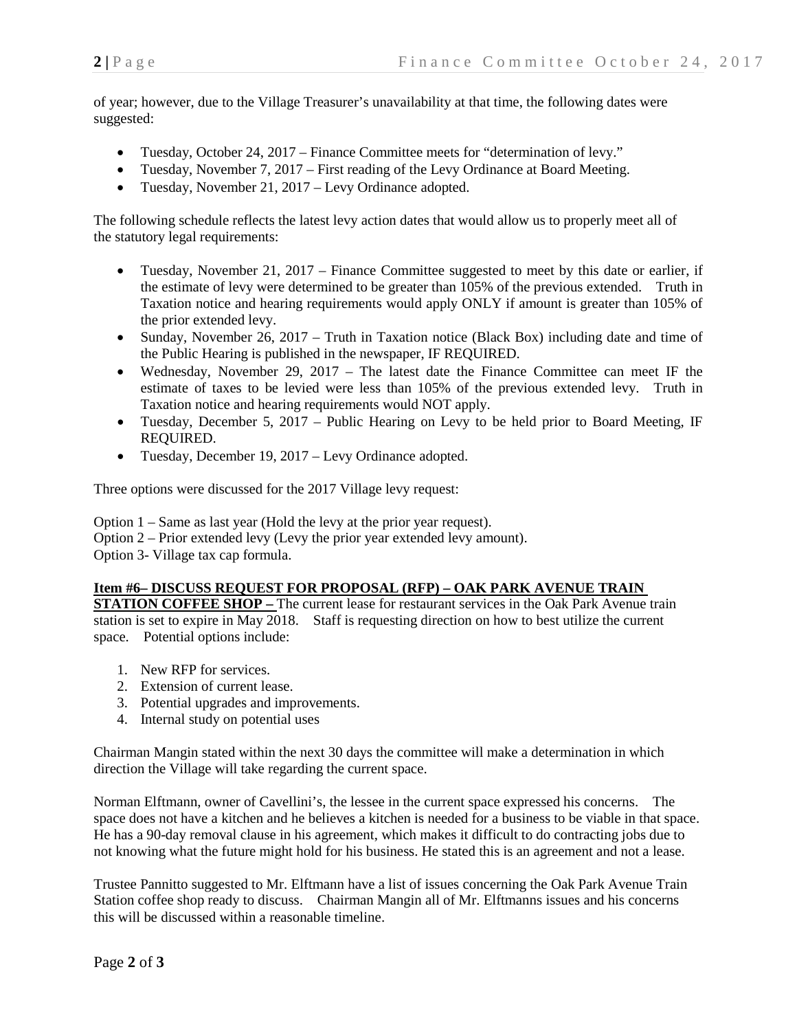of year; however, due to the Village Treasurer's unavailability at that time, the following dates were suggested:

- Tuesday, October 24, 2017 – Finance Committee meets for "determination of levy."
- Tuesday, November 7, 2017 – First reading of the Levy Ordinance at Board Meeting.
- Tuesday, November 21, 2017 – Levy Ordinance adopted.

The following schedule reflects the latest levy action dates that would allow us to properly meet all of the statutory legal requirements:

- Tuesday, November 21, 2017 – Finance Committee suggested to meet by this date or earlier, if the estimate of levy were determined to be greater than 105% of the previous extended. Truth in Taxation notice and hearing requirements would apply ONLY if amount is greater than 105% of the prior extended levy.
- Sunday, November 26, 2017 – Truth in Taxation notice (Black Box) including date and time of the Public Hearing is published in the newspaper, IF REQUIRED.
- Wednesday, November 29, 2017 – The latest date the Finance Committee can meet IF the estimate of taxes to be levied were less than 105% of the previous extended levy. Truth in Taxation notice and hearing requirements would NOT apply.
- Tuesday, December 5, 2017 – Public Hearing on Levy to be held prior to Board Meeting, IF REQUIRED.
- Tuesday, December 19, 2017 – Levy Ordinance adopted.

Three options were discussed for the 2017 Village levy request:

Option 1 – Same as last year (Hold the levy at the prior year request).
Option 2 – Prior extended levy (Levy the prior year extended levy amount).
Option 3- Village tax cap formula.

**Item #6– DISCUSS REQUEST FOR PROPOSAL (RFP) – OAK PARK AVENUE TRAIN STATION COFFEE SHOP –** The current lease for restaurant services in the Oak Park Avenue train station is set to expire in May 2018. Staff is requesting direction on how to best utilize the current space. Potential options include:

1. New RFP for services.
2. Extension of current lease.
3. Potential upgrades and improvements.
4. Internal study on potential uses

Chairman Mangin stated within the next 30 days the committee will make a determination in which direction the Village will take regarding the current space.

Norman Elftmann, owner of Cavellini's, the lessee in the current space expressed his concerns. The space does not have a kitchen and he believes a kitchen is needed for a business to be viable in that space. He has a 90-day removal clause in his agreement, which makes it difficult to do contracting jobs due to not knowing what the future might hold for his business. He stated this is an agreement and not a lease.

Trustee Pannitto suggested to Mr. Elftmann have a list of issues concerning the Oak Park Avenue Train Station coffee shop ready to discuss. Chairman Mangin all of Mr. Elftmanns issues and his concerns this will be discussed within a reasonable timeline.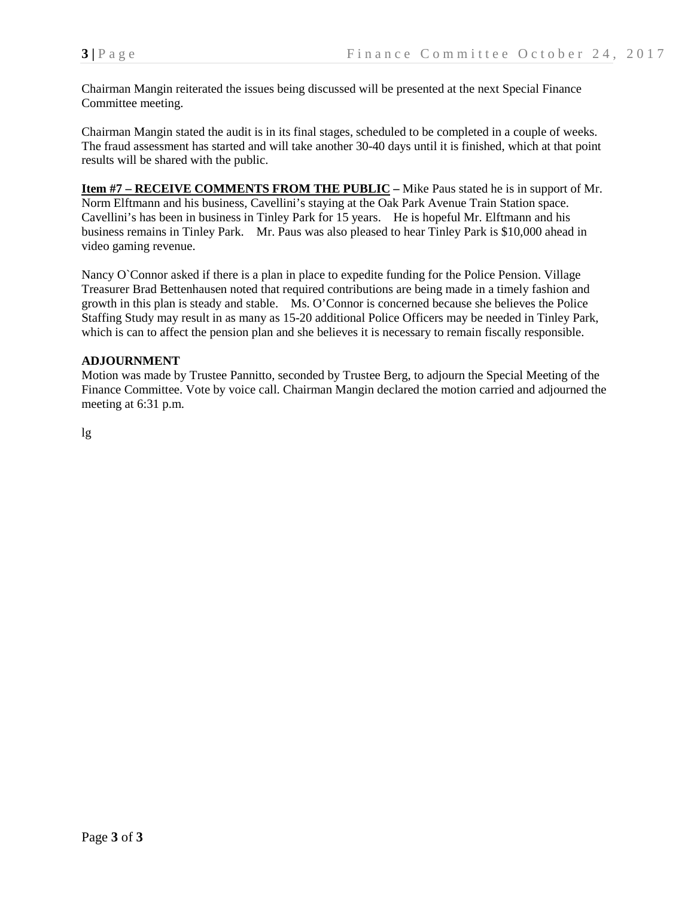Chairman Mangin reiterated the issues being discussed will be presented at the next Special Finance Committee meeting.

Chairman Mangin stated the audit is in its final stages, scheduled to be completed in a couple of weeks. The fraud assessment has started and will take another 30-40 days until it is finished, which at that point results will be shared with the public.

**Item #7 – RECEIVE COMMENTS FROM THE PUBLIC –** Mike Paus stated he is in support of Mr. Norm Elftmann and his business, Cavellini's staying at the Oak Park Avenue Train Station space. Cavellini's has been in business in Tinley Park for 15 years. He is hopeful Mr. Elftmann and his business remains in Tinley Park. Mr. Paus was also pleased to hear Tinley Park is $10,000 ahead in video gaming revenue.

Nancy O`Connor asked if there is a plan in place to expedite funding for the Police Pension. Village Treasurer Brad Bettenhausen noted that required contributions are being made in a timely fashion and growth in this plan is steady and stable. Ms. O'Connor is concerned because she believes the Police Staffing Study may result in as many as 15-20 additional Police Officers may be needed in Tinley Park, which is can to affect the pension plan and she believes it is necessary to remain fiscally responsible.

**ADJOURNMENT**

Motion was made by Trustee Pannitto, seconded by Trustee Berg, to adjourn the Special Meeting of the Finance Committee. Vote by voice call. Chairman Mangin declared the motion carried and adjourned the meeting at 6:31 p.m.

lg